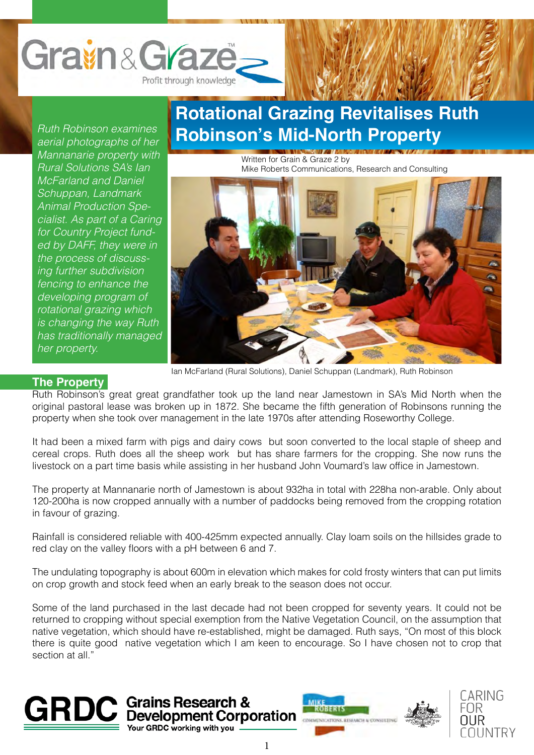# Rotational Grazing Revitalises Ruth Robinson's Mid-North Property

Written for Grain & Graze 2 by
Mike Roberts Communications, Research and Consulting

*Ruth Robinson examines aerial photographs of her Mannanarie property with Rural Solutions SA's Ian McFarland and Daniel Schuppan, Landmark Animal Production Specialist. As part of a Caring for Country Project funded by DAFF, they were in the process of discussing further subdivision fencing to enhance the developing program of rotational grazing which is changing the way Ruth has traditionally managed her property.*

Ian McFarland (Rural Solutions), Daniel Schuppan (Landmark), Ruth Robinson

## The Property

Ruth Robinson's great great grandfather took up the land near Jamestown in SA's Mid North when the original pastoral lease was broken up in 1872. She became the fifth generation of Robinsons running the property when she took over management in the late 1970s after attending Roseworthy College.

It had been a mixed farm with pigs and dairy cows but soon converted to the local staple of sheep and cereal crops. Ruth does all the sheep work but has share farmers for the cropping. She now runs the livestock on a part time basis while assisting in her husband John Voumard's law office in Jamestown.

The property at Mannanarie north of Jamestown is about 932ha in total with 228ha non-arable. Only about 120-200ha is now cropped annually with a number of paddocks being removed from the cropping rotation in favour of grazing.

Rainfall is considered reliable with 400-425mm expected annually. Clay loam soils on the hillsides grade to red clay on the valley floors with a pH between 6 and 7.

The undulating topography is about 600m in elevation which makes for cold frosty winters that can put limits on crop growth and stock feed when an early break to the season does not occur.

Some of the land purchased in the last decade had not been cropped for seventy years. It could not be returned to cropping without special exemption from the Native Vegetation Council, on the assumption that native vegetation, which should have re-established, might be damaged. Ruth says, "On most of this block there is quite good native vegetation which I am keen to encourage. So I have chosen not to crop that section at all."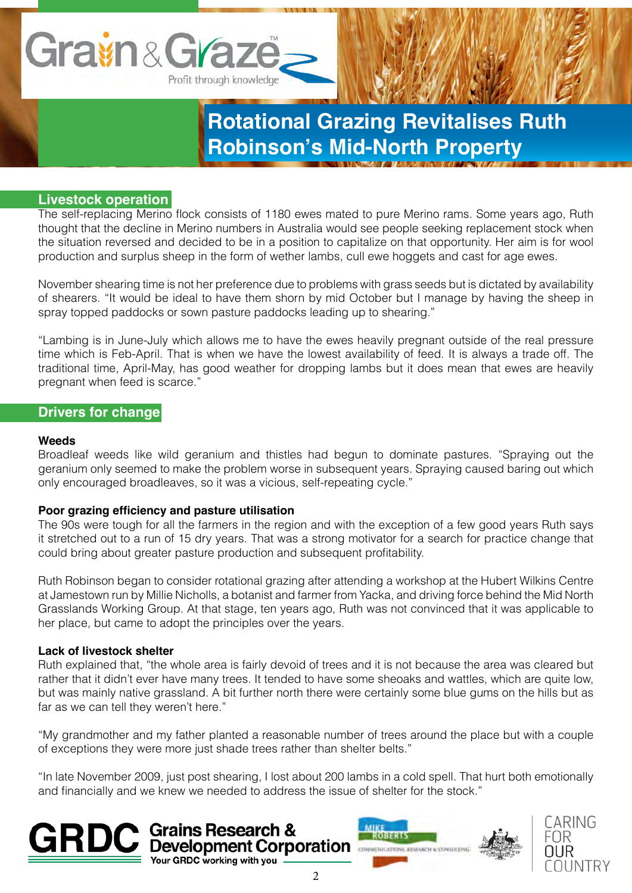# Rotational Grazing Revitalises Ruth Robinson's Mid-North Property

## Livestock operation

The self-replacing Merino flock consists of 1180 ewes mated to pure Merino rams. Some years ago, Ruth thought that the decline in Merino numbers in Australia would see people seeking replacement stock when the situation reversed and decided to be in a position to capitalize on that opportunity. Her aim is for wool production and surplus sheep in the form of wether lambs, cull ewe hoggets and cast for age ewes.

November shearing time is not her preference due to problems with grass seeds but is dictated by availability of shearers. "It would be ideal to have them shorn by mid October but I manage by having the sheep in spray topped paddocks or sown pasture paddocks leading up to shearing."

"Lambing is in June-July which allows me to have the ewes heavily pregnant outside of the real pressure time which is Feb-April. That is when we have the lowest availability of feed. It is always a trade off. The traditional time, April-May, has good weather for dropping lambs but it does mean that ewes are heavily pregnant when feed is scarce."

## Drivers for change

### Weeds

Broadleaf weeds like wild geranium and thistles had begun to dominate pastures. "Spraying out the geranium only seemed to make the problem worse in subsequent years. Spraying caused baring out which only encouraged broadleaves, so it was a vicious, self-repeating cycle."

### Poor grazing efficiency and pasture utilisation

The 90s were tough for all the farmers in the region and with the exception of a few good years Ruth says it stretched out to a run of 15 dry years. That was a strong motivator for a search for practice change that could bring about greater pasture production and subsequent profitability.

Ruth Robinson began to consider rotational grazing after attending a workshop at the Hubert Wilkins Centre at Jamestown run by Millie Nicholls, a botanist and farmer from Yacka, and driving force behind the Mid North Grasslands Working Group. At that stage, ten years ago, Ruth was not convinced that it was applicable to her place, but came to adopt the principles over the years.

### Lack of livestock shelter

Ruth explained that, "the whole area is fairly devoid of trees and it is not because the area was cleared but rather that it didn't ever have many trees. It tended to have some sheoaks and wattles, which are quite low, but was mainly native grassland. A bit further north there were certainly some blue gums on the hills but as far as we can tell they weren't here."

"My grandmother and my father planted a reasonable number of trees around the place but with a couple of exceptions they were more just shade trees rather than shelter belts."

"In late November 2009, just post shearing, I lost about 200 lambs in a cold spell. That hurt both emotionally and financially and we knew we needed to address the issue of shelter for the stock."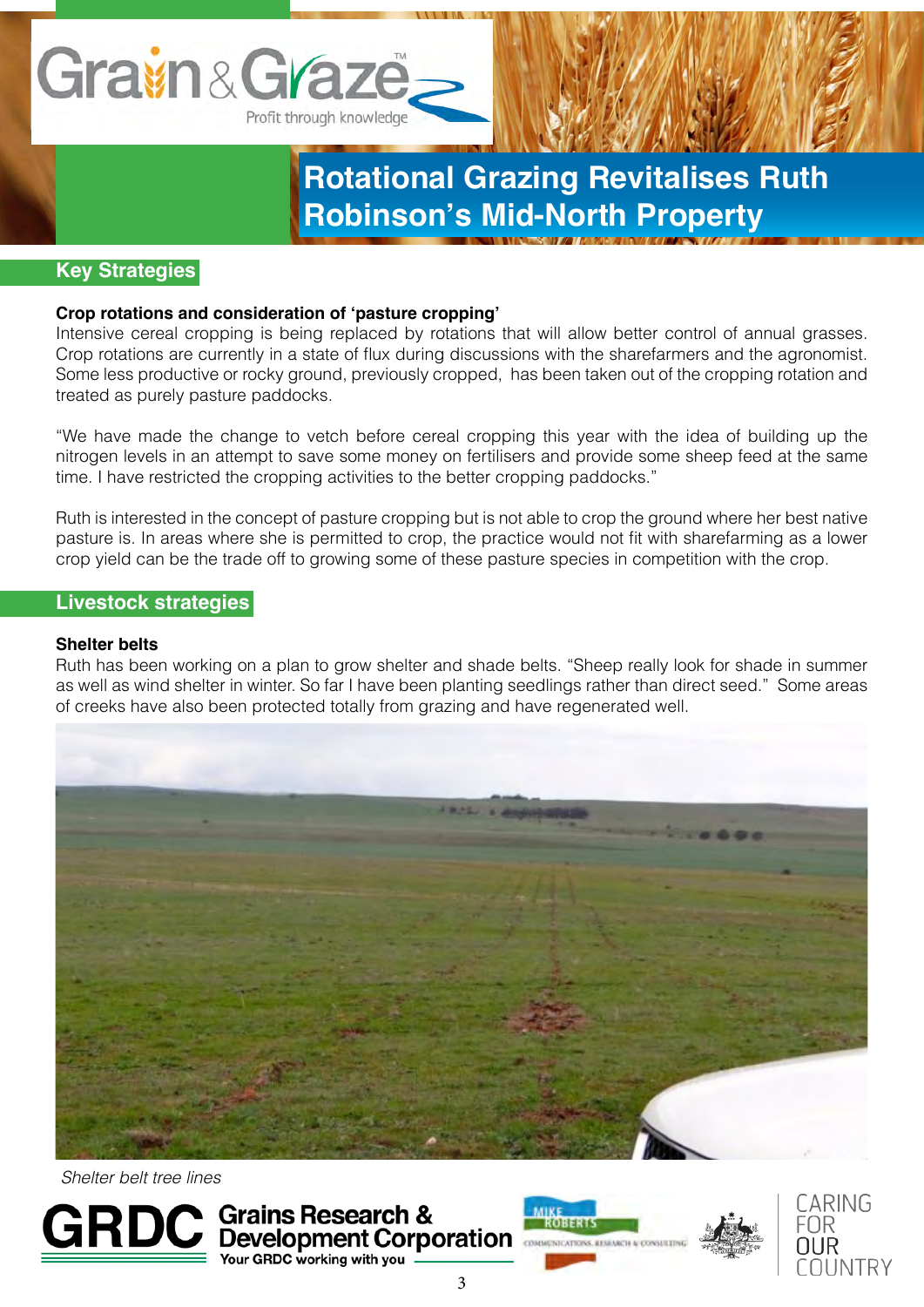# Rotational Grazing Revitalises Ruth Robinson's Mid-North Property

## Key Strategies

**Crop rotations and consideration of 'pasture cropping'**

Intensive cereal cropping is being replaced by rotations that will allow better control of annual grasses. Crop rotations are currently in a state of flux during discussions with the sharefarmers and the agronomist. Some less productive or rocky ground, previously cropped, has been taken out of the cropping rotation and treated as purely pasture paddocks.

"We have made the change to vetch before cereal cropping this year with the idea of building up the nitrogen levels in an attempt to save some money on fertilisers and provide some sheep feed at the same time. I have restricted the cropping activities to the better cropping paddocks."

Ruth is interested in the concept of pasture cropping but is not able to crop the ground where her best native pasture is. In areas where she is permitted to crop, the practice would not fit with sharefarming as a lower crop yield can be the trade off to growing some of these pasture species in competition with the crop.

## Livestock strategies

**Shelter belts**

Ruth has been working on a plan to grow shelter and shade belts. "Sheep really look for shade in summer as well as wind shelter in winter. So far I have been planting seedlings rather than direct seed." Some areas of creeks have also been protected totally from grazing and have regenerated well.

*Shelter belt tree lines*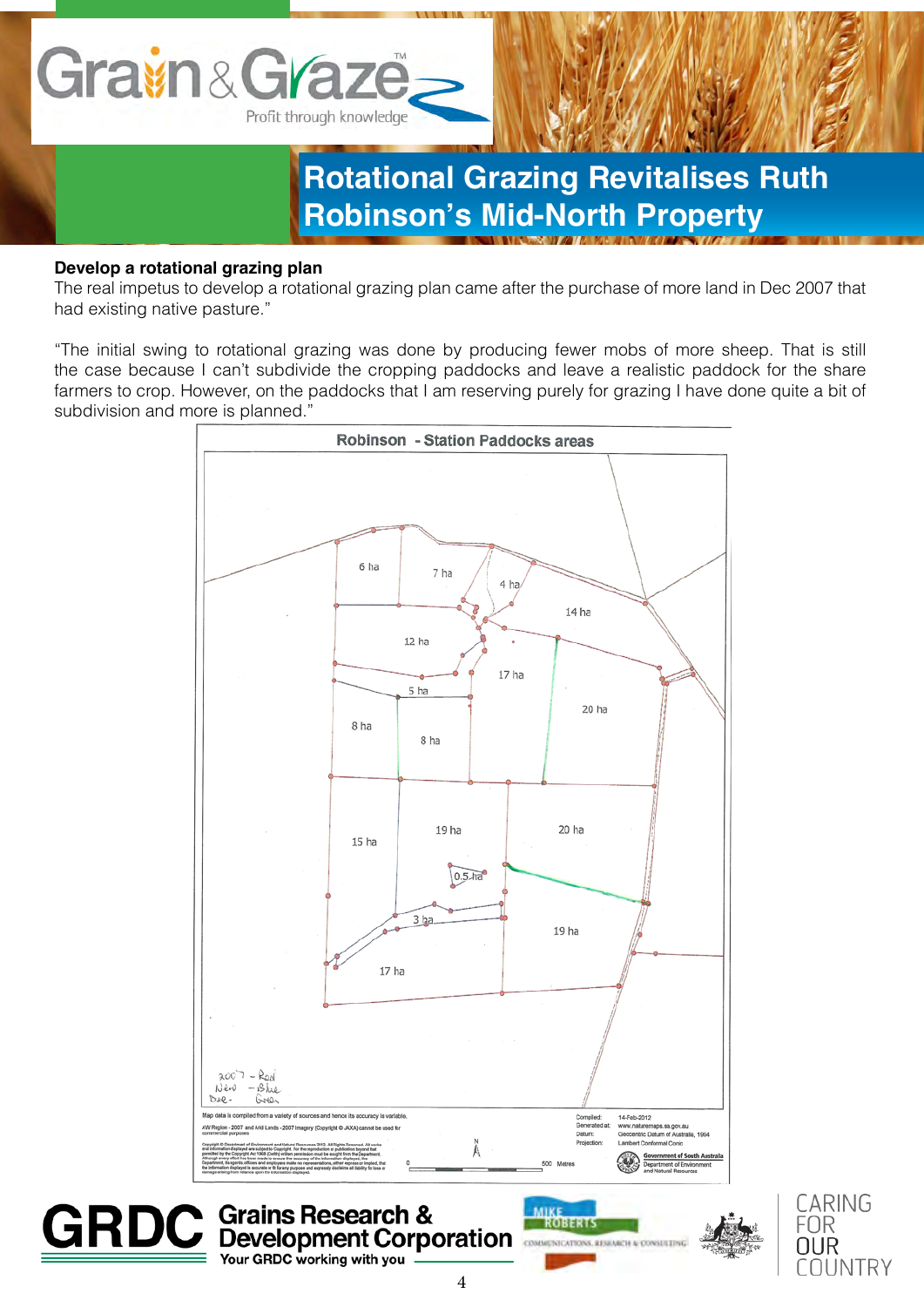# Rotational Grazing Revitalises Ruth Robinson's Mid-North Property

**Develop a rotational grazing plan**

The real impetus to develop a rotational grazing plan came after the purchase of more land in Dec 2007 that had existing native pasture."

"The initial swing to rotational grazing was done by producing fewer mobs of more sheep. That is still the case because I can't subdivide the cropping paddocks and leave a realistic paddock for the share farmers to crop. However, on the paddocks that I am reserving purely for grazing I have done quite a bit of subdivision and more is planned."

**Robinson - Station Paddocks areas**

6 ha, 7 ha, 4 ha, 14 ha, 12 ha, 17 ha, 5 ha, 20 ha, 8 ha, 8 ha, 15 ha, 19 ha, 20 ha, 0.5 ha, 3 ha, 19 ha, 17 ha

2007 - Red
New - Blue
Due - Green

Map data is compiled from a variety of sources and hence its accuracy is variable.

Compiled: 14-Feb-2012
Generated at: www.naturemaps.sa.gov.au
Datum: Geocentric Datum of Australia, 1994
Projection: Lambert Conformal Conic

0 — 500 Metres

Government of South Australia
Department of Environment and Natural Resources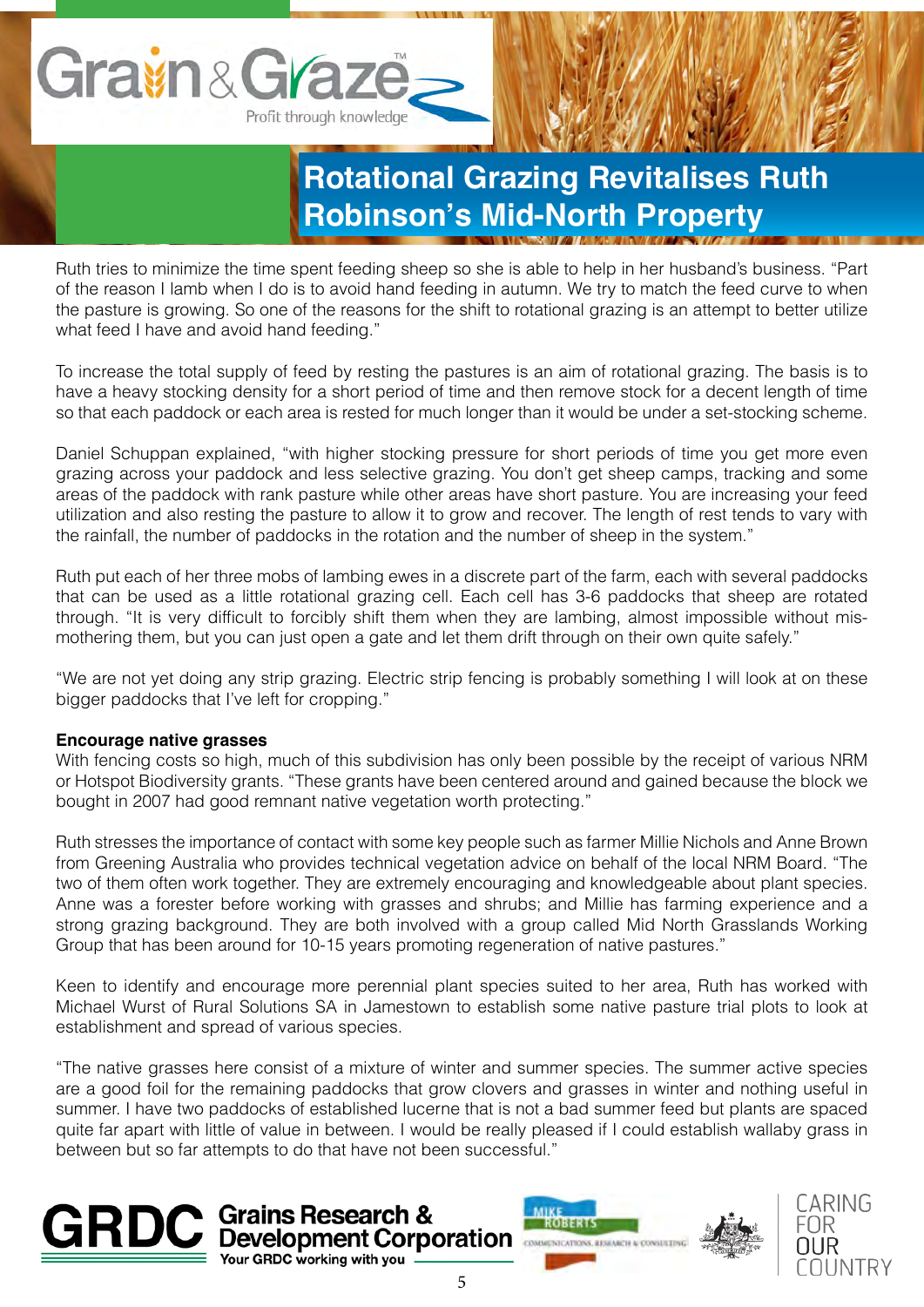# Rotational Grazing Revitalises Ruth Robinson's Mid-North Property

Ruth tries to minimize the time spent feeding sheep so she is able to help in her husband's business. "Part of the reason I lamb when I do is to avoid hand feeding in autumn. We try to match the feed curve to when the pasture is growing. So one of the reasons for the shift to rotational grazing is an attempt to better utilize what feed I have and avoid hand feeding."

To increase the total supply of feed by resting the pastures is an aim of rotational grazing. The basis is to have a heavy stocking density for a short period of time and then remove stock for a decent length of time so that each paddock or each area is rested for much longer than it would be under a set-stocking scheme.

Daniel Schuppan explained, "with higher stocking pressure for short periods of time you get more even grazing across your paddock and less selective grazing. You don't get sheep camps, tracking and some areas of the paddock with rank pasture while other areas have short pasture. You are increasing your feed utilization and also resting the pasture to allow it to grow and recover. The length of rest tends to vary with the rainfall, the number of paddocks in the rotation and the number of sheep in the system."

Ruth put each of her three mobs of lambing ewes in a discrete part of the farm, each with several paddocks that can be used as a little rotational grazing cell. Each cell has 3-6 paddocks that sheep are rotated through. "It is very difficult to forcibly shift them when they are lambing, almost impossible without mis-mothering them, but you can just open a gate and let them drift through on their own quite safely."

"We are not yet doing any strip grazing. Electric strip fencing is probably something I will look at on these bigger paddocks that I've left for cropping."

**Encourage native grasses**

With fencing costs so high, much of this subdivision has only been possible by the receipt of various NRM or Hotspot Biodiversity grants. "These grants have been centered around and gained because the block we bought in 2007 had good remnant native vegetation worth protecting."

Ruth stresses the importance of contact with some key people such as farmer Millie Nichols and Anne Brown from Greening Australia who provides technical vegetation advice on behalf of the local NRM Board. "The two of them often work together. They are extremely encouraging and knowledgeable about plant species. Anne was a forester before working with grasses and shrubs; and Millie has farming experience and a strong grazing background. They are both involved with a group called Mid North Grasslands Working Group that has been around for 10-15 years promoting regeneration of native pastures."

Keen to identify and encourage more perennial plant species suited to her area, Ruth has worked with Michael Wurst of Rural Solutions SA in Jamestown to establish some native pasture trial plots to look at establishment and spread of various species.

"The native grasses here consist of a mixture of winter and summer species. The summer active species are a good foil for the remaining paddocks that grow clovers and grasses in winter and nothing useful in summer. I have two paddocks of established lucerne that is not a bad summer feed but plants are spaced quite far apart with little of value in between. I would be really pleased if I could establish wallaby grass in between but so far attempts to do that have not been successful."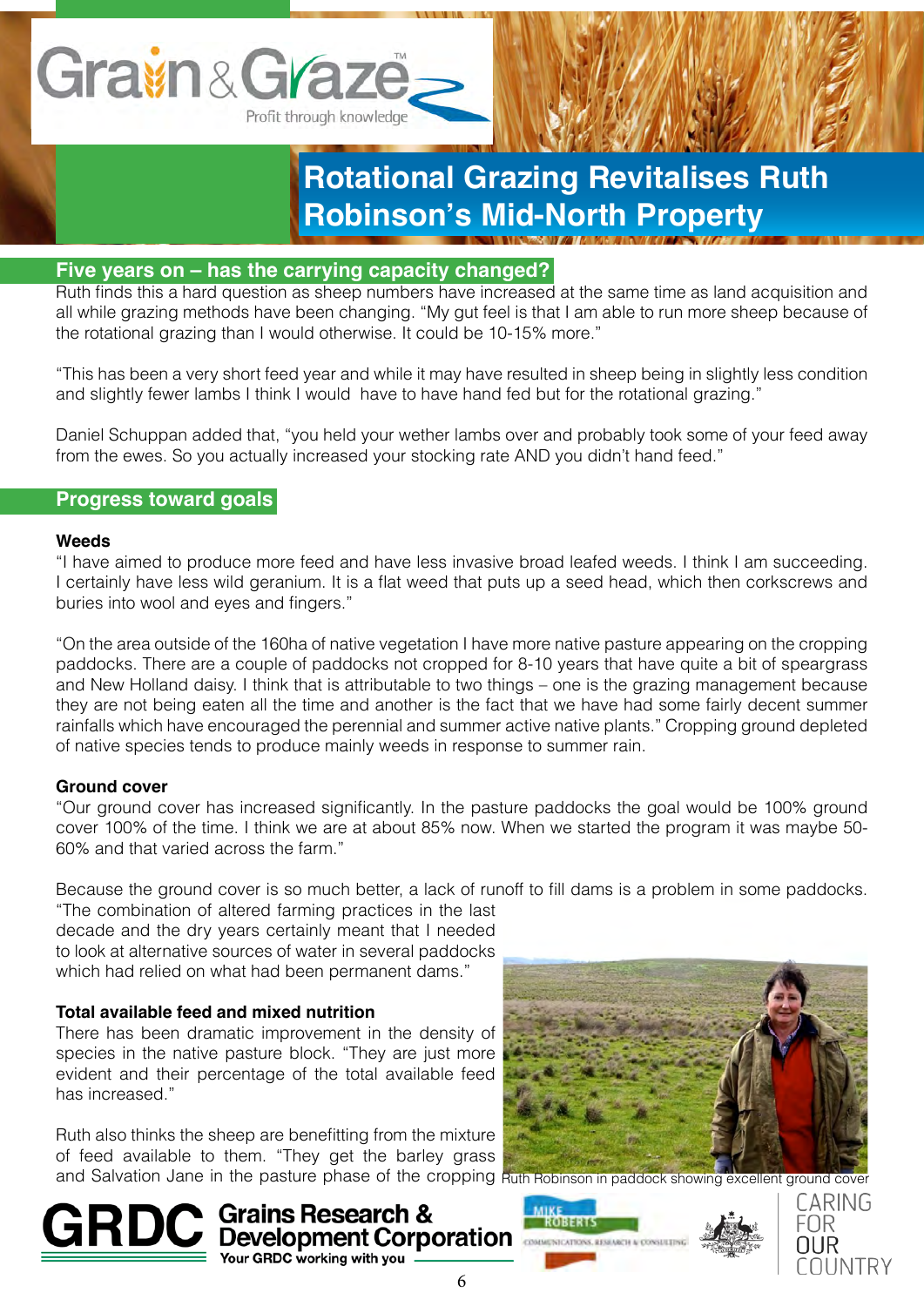# Rotational Grazing Revitalises Ruth Robinson's Mid-North Property

## Five years on – has the carrying capacity changed?

Ruth finds this a hard question as sheep numbers have increased at the same time as land acquisition and all while grazing methods have been changing. "My gut feel is that I am able to run more sheep because of the rotational grazing than I would otherwise. It could be 10-15% more."

"This has been a very short feed year and while it may have resulted in sheep being in slightly less condition and slightly fewer lambs I think I would have to have hand fed but for the rotational grazing."

Daniel Schuppan added that, "you held your wether lambs over and probably took some of your feed away from the ewes. So you actually increased your stocking rate AND you didn't hand feed."

## Progress toward goals

### Weeds

"I have aimed to produce more feed and have less invasive broad leafed weeds. I think I am succeeding. I certainly have less wild geranium. It is a flat weed that puts up a seed head, which then corkscrews and buries into wool and eyes and fingers."

"On the area outside of the 160ha of native vegetation I have more native pasture appearing on the cropping paddocks. There are a couple of paddocks not cropped for 8-10 years that have quite a bit of speargrass and New Holland daisy. I think that is attributable to two things – one is the grazing management because they are not being eaten all the time and another is the fact that we have had some fairly decent summer rainfalls which have encouraged the perennial and summer active native plants." Cropping ground depleted of native species tends to produce mainly weeds in response to summer rain.

### Ground cover

"Our ground cover has increased significantly. In the pasture paddocks the goal would be 100% ground cover 100% of the time. I think we are at about 85% now. When we started the program it was maybe 50-60% and that varied across the farm."

Because the ground cover is so much better, a lack of runoff to fill dams is a problem in some paddocks. "The combination of altered farming practices in the last decade and the dry years certainly meant that I needed to look at alternative sources of water in several paddocks which had relied on what had been permanent dams."

### Total available feed and mixed nutrition

There has been dramatic improvement in the density of species in the native pasture block. "They are just more evident and their percentage of the total available feed has increased."

Ruth also thinks the sheep are benefitting from the mixture of feed available to them. "They get the barley grass and Salvation Jane in the pasture phase of the cropping

Ruth Robinson in paddock showing excellent ground cover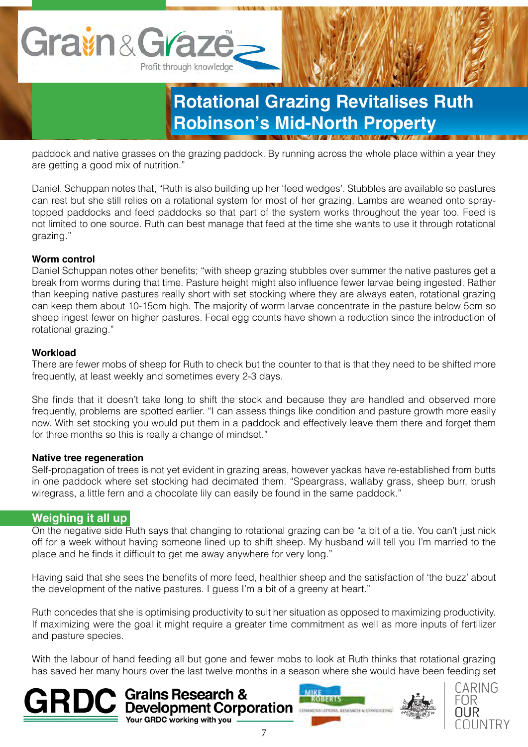paddock and native grasses on the grazing paddock. By running across the whole place within a year they are getting a good mix of nutrition."

Daniel. Schuppan notes that, "Ruth is also building up her 'feed wedges'. Stubbles are available so pastures can rest but she still relies on a rotational system for most of her grazing. Lambs are weaned onto spray-topped paddocks and feed paddocks so that part of the system works throughout the year too. Feed is not limited to one source. Ruth can best manage that feed at the time she wants to use it through rotational grazing."

**Worm control**

Daniel Schuppan notes other benefits; "with sheep grazing stubbles over summer the native pastures get a break from worms during that time. Pasture height might also influence fewer larvae being ingested. Rather than keeping native pastures really short with set stocking where they are always eaten, rotational grazing can keep them about 10-15cm high. The majority of worm larvae concentrate in the pasture below 5cm so sheep ingest fewer on higher pastures. Fecal egg counts have shown a reduction since the introduction of rotational grazing."

**Workload**

There are fewer mobs of sheep for Ruth to check but the counter to that is that they need to be shifted more frequently, at least weekly and sometimes every 2-3 days.

She finds that it doesn't take long to shift the stock and because they are handled and observed more frequently, problems are spotted earlier. "I can assess things like condition and pasture growth more easily now. With set stocking you would put them in a paddock and effectively leave them there and forget them for three months so this is really a change of mindset."

**Native tree regeneration**

Self-propagation of trees is not yet evident in grazing areas, however yackas have re-established from butts in one paddock where set stocking had decimated them. "Speargrass, wallaby grass, sheep burr, brush wiregrass, a little fern and a chocolate lily can easily be found in the same paddock."

## Weighing it all up

On the negative side Ruth says that changing to rotational grazing can be "a bit of a tie. You can't just nick off for a week without having someone lined up to shift sheep. My husband will tell you I'm married to the place and he finds it difficult to get me away anywhere for very long."

Having said that she sees the benefits of more feed, healthier sheep and the satisfaction of 'the buzz' about the development of the native pastures. I guess I'm a bit of a greeny at heart."

Ruth concedes that she is optimising productivity to suit her situation as opposed to maximizing productivity. If maximizing were the goal it might require a greater time commitment as well as more inputs of fertilizer and pasture species.

With the labour of hand feeding all but gone and fewer mobs to look at Ruth thinks that rotational grazing has saved her many hours over the last twelve months in a season where she would have been feeding set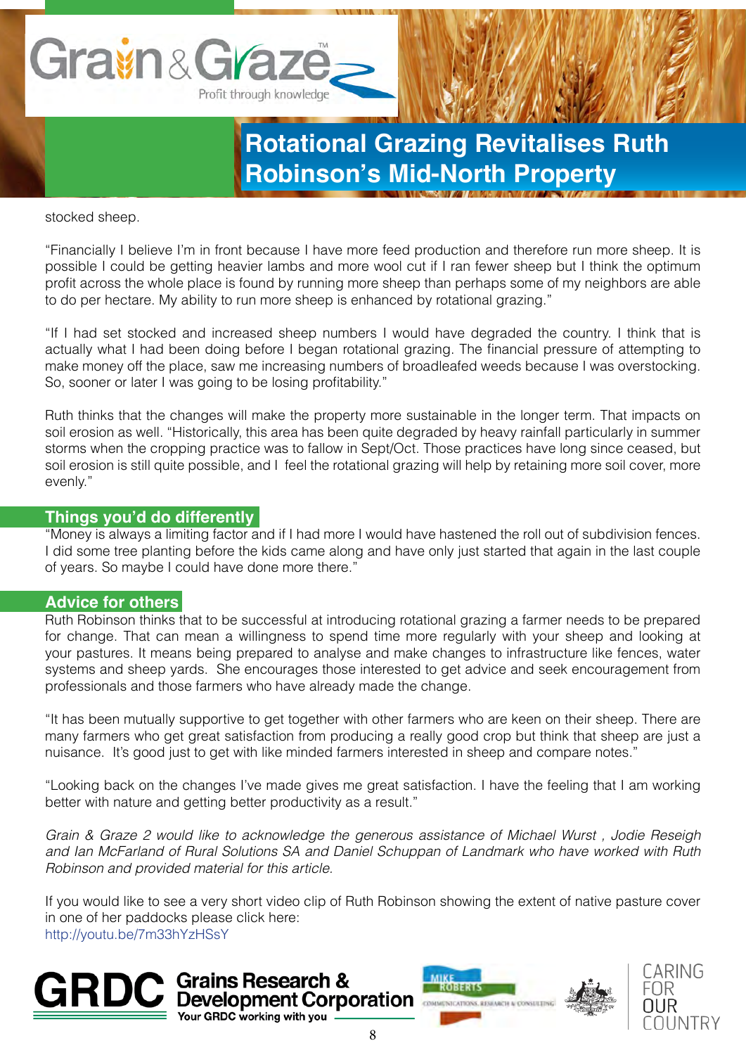# Rotational Grazing Revitalises Ruth Robinson's Mid-North Property

stocked sheep.

"Financially I believe I'm in front because I have more feed production and therefore run more sheep. It is possible I could be getting heavier lambs and more wool cut if I ran fewer sheep but I think the optimum profit across the whole place is found by running more sheep than perhaps some of my neighbors are able to do per hectare. My ability to run more sheep is enhanced by rotational grazing."

"If I had set stocked and increased sheep numbers I would have degraded the country. I think that is actually what I had been doing before I began rotational grazing. The financial pressure of attempting to make money off the place, saw me increasing numbers of broadleafed weeds because I was overstocking. So, sooner or later I was going to be losing profitability."

Ruth thinks that the changes will make the property more sustainable in the longer term. That impacts on soil erosion as well. "Historically, this area has been quite degraded by heavy rainfall particularly in summer storms when the cropping practice was to fallow in Sept/Oct. Those practices have long since ceased, but soil erosion is still quite possible, and I feel the rotational grazing will help by retaining more soil cover, more evenly."

## Things you'd do differently

"Money is always a limiting factor and if I had more I would have hastened the roll out of subdivision fences. I did some tree planting before the kids came along and have only just started that again in the last couple of years. So maybe I could have done more there."

## Advice for others

Ruth Robinson thinks that to be successful at introducing rotational grazing a farmer needs to be prepared for change. That can mean a willingness to spend time more regularly with your sheep and looking at your pastures. It means being prepared to analyse and make changes to infrastructure like fences, water systems and sheep yards. She encourages those interested to get advice and seek encouragement from professionals and those farmers who have already made the change.

"It has been mutually supportive to get together with other farmers who are keen on their sheep. There are many farmers who get great satisfaction from producing a really good crop but think that sheep are just a nuisance. It's good just to get with like minded farmers interested in sheep and compare notes."

"Looking back on the changes I've made gives me great satisfaction. I have the feeling that I am working better with nature and getting better productivity as a result."

*Grain & Graze 2 would like to acknowledge the generous assistance of Michael Wurst , Jodie Reseigh and Ian McFarland of Rural Solutions SA and Daniel Schuppan of Landmark who have worked with Ruth Robinson and provided material for this article.*

If you would like to see a very short video clip of Ruth Robinson showing the extent of native pasture cover in one of her paddocks please click here:
http://youtu.be/7m33hYzHSsY